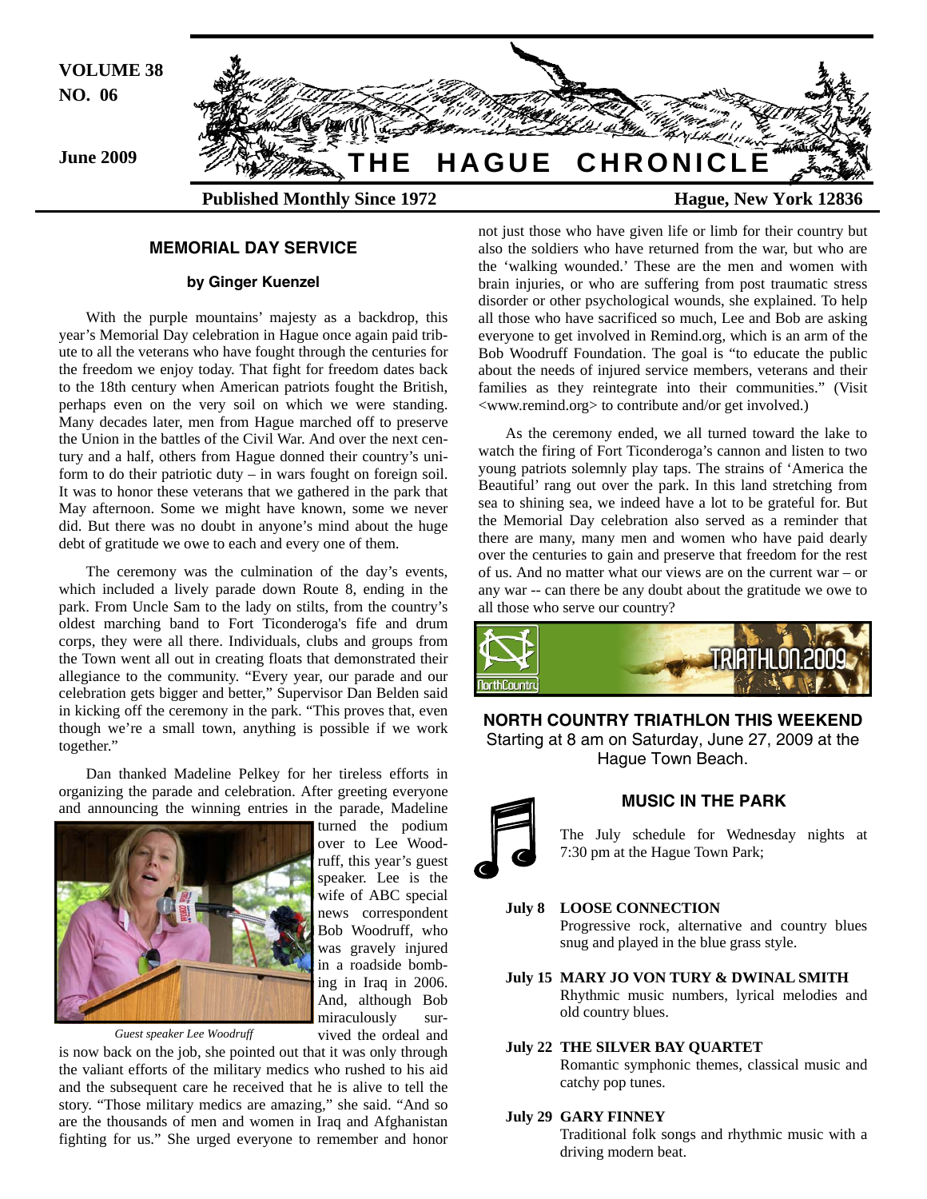VOLUME 38
NO. 06

June 2009

# THE HAGUE CHRONICLE

**Published Monthly Since 1972** **Hague, New York 12836**

## MEMORIAL DAY SERVICE

**by Ginger Kuenzel**

With the purple mountains' majesty as a backdrop, this year's Memorial Day celebration in Hague once again paid tribute to all the veterans who have fought through the centuries for the freedom we enjoy today. That fight for freedom dates back to the 18th century when American patriots fought the British, perhaps even on the very soil on which we were standing. Many decades later, men from Hague marched off to preserve the Union in the battles of the Civil War. And over the next century and a half, others from Hague donned their country's uniform to do their patriotic duty – in wars fought on foreign soil. It was to honor these veterans that we gathered in the park that May afternoon. Some we might have known, some we never did. But there was no doubt in anyone's mind about the huge debt of gratitude we owe to each and every one of them.

The ceremony was the culmination of the day's events, which included a lively parade down Route 8, ending in the park. From Uncle Sam to the lady on stilts, from the country's oldest marching band to Fort Ticonderoga's fife and drum corps, they were all there. Individuals, clubs and groups from the Town went all out in creating floats that demonstrated their allegiance to the community. "Every year, our parade and our celebration gets bigger and better," Supervisor Dan Belden said in kicking off the ceremony in the park. "This proves that, even though we're a small town, anything is possible if we work together."

Dan thanked Madeline Pelkey for her tireless efforts in organizing the parade and celebration. After greeting everyone and announcing the winning entries in the parade, Madeline turned the podium over to Lee Woodruff, this year's guest speaker. Lee is the wife of ABC special news correspondent Bob Woodruff, who was gravely injured in a roadside bombing in Iraq in 2006. And, although Bob miraculously survived the ordeal and is now back on the job, she pointed out that it was only through the valiant efforts of the military medics who rushed to his aid and the subsequent care he received that he is alive to tell the story. "Those military medics are amazing," she said. "And so are the thousands of men and women in Iraq and Afghanistan fighting for us." She urged everyone to remember and honor not just those who have given life or limb for their country but also the soldiers who have returned from the war, but who are the 'walking wounded.' These are the men and women with brain injuries, or who are suffering from post traumatic stress disorder or other psychological wounds, she explained. To help all those who have sacrificed so much, Lee and Bob are asking everyone to get involved in Remind.org, which is an arm of the Bob Woodruff Foundation. The goal is "to educate the public about the needs of injured service members, veterans and their families as they reintegrate into their communities." (Visit <www.remind.org> to contribute and/or get involved.)

*Guest speaker Lee Woodruff*

As the ceremony ended, we all turned toward the lake to watch the firing of Fort Ticonderoga's cannon and listen to two young patriots solemnly play taps. The strains of 'America the Beautiful' rang out over the park. In this land stretching from sea to shining sea, we indeed have a lot to be grateful for. But the Memorial Day celebration also served as a reminder that there are many, many men and women who have paid dearly over the centuries to gain and preserve that freedom for the rest of us. And no matter what our views are on the current war – or any war -- can there be any doubt about the gratitude we owe to all those who serve our country?

NorthCountry TRIATHLON.2009

**NORTH COUNTRY TRIATHLON THIS WEEKEND**
Starting at 8 am on Saturday, June 27, 2009 at the Hague Town Beach.

## MUSIC IN THE PARK

The July schedule for Wednesday nights at 7:30 pm at the Hague Town Park;

**July 8 LOOSE CONNECTION**
Progressive rock, alternative and country blues snug and played in the blue grass style.

**July 15 MARY JO VON TURY & DWINAL SMITH**
Rhythmic music numbers, lyrical melodies and old country blues.

**July 22 THE SILVER BAY QUARTET**
Romantic symphonic themes, classical music and catchy pop tunes.

**July 29 GARY FINNEY**
Traditional folk songs and rhythmic music with a driving modern beat.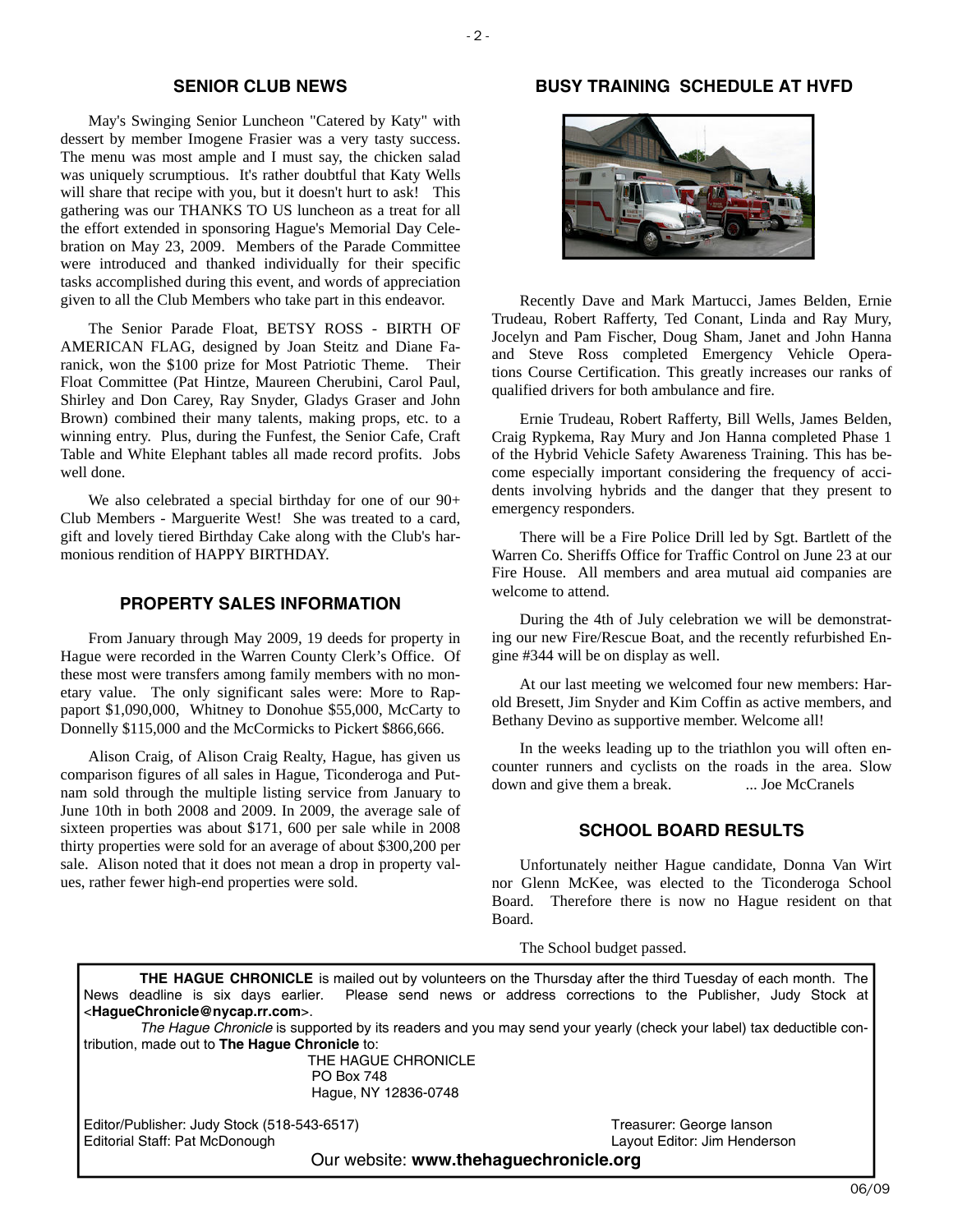## SENIOR CLUB NEWS

May's Swinging Senior Luncheon "Catered by Katy" with dessert by member Imogene Frasier was a very tasty success. The menu was most ample and I must say, the chicken salad was uniquely scrumptious. It's rather doubtful that Katy Wells will share that recipe with you, but it doesn't hurt to ask! This gathering was our THANKS TO US luncheon as a treat for all the effort extended in sponsoring Hague's Memorial Day Celebration on May 23, 2009. Members of the Parade Committee were introduced and thanked individually for their specific tasks accomplished during this event, and words of appreciation given to all the Club Members who take part in this endeavor.

The Senior Parade Float, BETSY ROSS - BIRTH OF AMERICAN FLAG, designed by Joan Steitz and Diane Faranick, won the $100 prize for Most Patriotic Theme. Their Float Committee (Pat Hintze, Maureen Cherubini, Carol Paul, Shirley and Don Carey, Ray Snyder, Gladys Graser and John Brown) combined their many talents, making props, etc. to a winning entry. Plus, during the Funfest, the Senior Cafe, Craft Table and White Elephant tables all made record profits. Jobs well done.

We also celebrated a special birthday for one of our 90+ Club Members - Marguerite West! She was treated to a card, gift and lovely tiered Birthday Cake along with the Club's harmonious rendition of HAPPY BIRTHDAY.

## PROPERTY SALES INFORMATION

From January through May 2009, 19 deeds for property in Hague were recorded in the Warren County Clerk's Office. Of these most were transfers among family members with no monetary value. The only significant sales were: More to Rappaport $1,090,000, Whitney to Donohue $55,000, McCarty to Donnelly $115,000 and the McCormicks to Pickert $866,666.

Alison Craig, of Alison Craig Realty, Hague, has given us comparison figures of all sales in Hague, Ticonderoga and Putnam sold through the multiple listing service from January to June 10th in both 2008 and 2009. In 2009, the average sale of sixteen properties was about $171, 600 per sale while in 2008 thirty properties were sold for an average of about $300,200 per sale. Alison noted that it does not mean a drop in property values, rather fewer high-end properties were sold.

## BUSY TRAINING SCHEDULE AT HVFD

Recently Dave and Mark Martucci, James Belden, Ernie Trudeau, Robert Rafferty, Ted Conant, Linda and Ray Mury, Jocelyn and Pam Fischer, Doug Sham, Janet and John Hanna and Steve Ross completed Emergency Vehicle Operations Course Certification. This greatly increases our ranks of qualified drivers for both ambulance and fire.

Ernie Trudeau, Robert Rafferty, Bill Wells, James Belden, Craig Rypkema, Ray Mury and Jon Hanna completed Phase 1 of the Hybrid Vehicle Safety Awareness Training. This has become especially important considering the frequency of accidents involving hybrids and the danger that they present to emergency responders.

There will be a Fire Police Drill led by Sgt. Bartlett of the Warren Co. Sheriffs Office for Traffic Control on June 23 at our Fire House. All members and area mutual aid companies are welcome to attend.

During the 4th of July celebration we will be demonstrating our new Fire/Rescue Boat, and the recently refurbished Engine #344 will be on display as well.

At our last meeting we welcomed four new members: Harold Bresett, Jim Snyder and Kim Coffin as active members, and Bethany Devino as supportive member. Welcome all!

In the weeks leading up to the triathlon you will often encounter runners and cyclists on the roads in the area. Slow down and give them a break. ... Joe McCranels

## SCHOOL BOARD RESULTS

Unfortunately neither Hague candidate, Donna Van Wirt nor Glenn McKee, was elected to the Ticonderoga School Board. Therefore there is now no Hague resident on that Board.

The School budget passed.

---

**THE HAGUE CHRONICLE** is mailed out by volunteers on the Thursday after the third Tuesday of each month. The News deadline is six days earlier. Please send news or address corrections to the Publisher, Judy Stock at <**HagueChronicle@nycap.rr.com**>.

*The Hague Chronicle* is supported by its readers and you may send your yearly (check your label) tax deductible contribution, made out to **The Hague Chronicle** to:

THE HAGUE CHRONICLE
PO Box 748
Hague, NY 12836-0748

Editor/Publisher: Judy Stock (518-543-6517) — Treasurer: George Ianson
Editorial Staff: Pat McDonough — Layout Editor: Jim Henderson

Our website: **www.thehaguechronicle.org**

06/09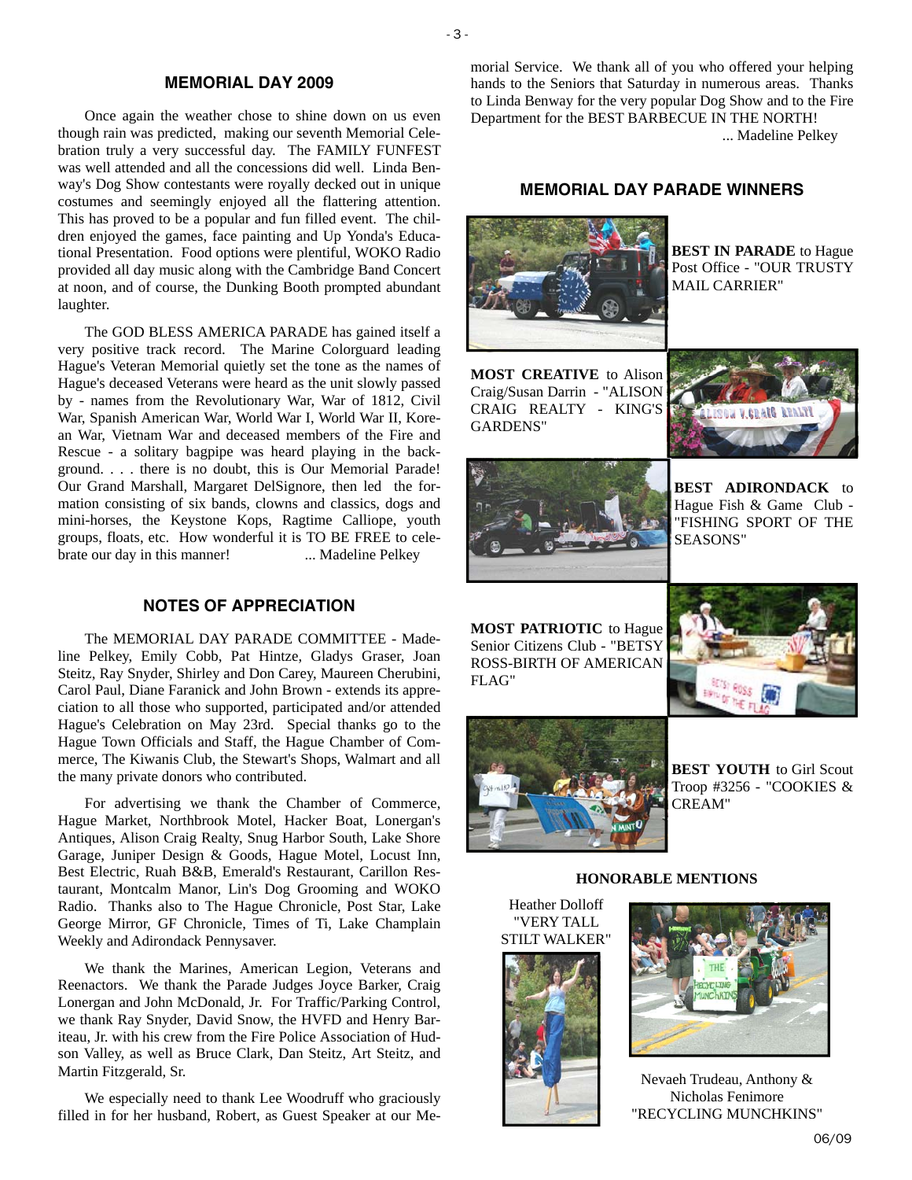## MEMORIAL DAY 2009

Once again the weather chose to shine down on us even though rain was predicted, making our seventh Memorial Celebration truly a very successful day. The FAMILY FUNFEST was well attended and all the concessions did well. Linda Benway's Dog Show contestants were royally decked out in unique costumes and seemingly enjoyed all the flattering attention. This has proved to be a popular and fun filled event. The children enjoyed the games, face painting and Up Yonda's Educational Presentation. Food options were plentiful, WOKO Radio provided all day music along with the Cambridge Band Concert at noon, and of course, the Dunking Booth prompted abundant laughter.

The GOD BLESS AMERICA PARADE has gained itself a very positive track record. The Marine Colorguard leading Hague's Veteran Memorial quietly set the tone as the names of Hague's deceased Veterans were heard as the unit slowly passed by - names from the Revolutionary War, War of 1812, Civil War, Spanish American War, World War I, World War II, Korean War, Vietnam War and deceased members of the Fire and Rescue - a solitary bagpipe was heard playing in the background. . . . there is no doubt, this is Our Memorial Parade! Our Grand Marshall, Margaret DelSignore, then led the formation consisting of six bands, clowns and classics, dogs and mini-horses, the Keystone Kops, Ragtime Calliope, youth groups, floats, etc. How wonderful it is TO BE FREE to celebrate our day in this manner! ... Madeline Pelkey

## NOTES OF APPRECIATION

The MEMORIAL DAY PARADE COMMITTEE - Madeline Pelkey, Emily Cobb, Pat Hintze, Gladys Graser, Joan Steitz, Ray Snyder, Shirley and Don Carey, Maureen Cherubini, Carol Paul, Diane Faranick and John Brown - extends its appreciation to all those who supported, participated and/or attended Hague's Celebration on May 23rd. Special thanks go to the Hague Town Officials and Staff, the Hague Chamber of Commerce, The Kiwanis Club, the Stewart's Shops, Walmart and all the many private donors who contributed.

For advertising we thank the Chamber of Commerce, Hague Market, Northbrook Motel, Hacker Boat, Lonergan's Antiques, Alison Craig Realty, Snug Harbor South, Lake Shore Garage, Juniper Design & Goods, Hague Motel, Locust Inn, Best Electric, Ruah B&B, Emerald's Restaurant, Carillon Restaurant, Montcalm Manor, Lin's Dog Grooming and WOKO Radio. Thanks also to The Hague Chronicle, Post Star, Lake George Mirror, GF Chronicle, Times of Ti, Lake Champlain Weekly and Adirondack Pennysaver.

We thank the Marines, American Legion, Veterans and Reenactors. We thank the Parade Judges Joyce Barker, Craig Lonergan and John McDonald, Jr. For Traffic/Parking Control, we thank Ray Snyder, David Snow, the HVFD and Henry Bariteau, Jr. with his crew from the Fire Police Association of Hudson Valley, as well as Bruce Clark, Dan Steitz, Art Steitz, and Martin Fitzgerald, Sr.

We especially need to thank Lee Woodruff who graciously filled in for her husband, Robert, as Guest Speaker at our Memorial Service. We thank all of you who offered your helping hands to the Seniors that Saturday in numerous areas. Thanks to Linda Benway for the very popular Dog Show and to the Fire Department for the BEST BARBECUE IN THE NORTH!

... Madeline Pelkey

## MEMORIAL DAY PARADE WINNERS

**BEST IN PARADE** to Hague Post Office - "OUR TRUSTY MAIL CARRIER"

**MOST CREATIVE** to Alison Craig/Susan Darrin - "ALISON CRAIG REALTY - KING'S GARDENS"

**BEST ADIRONDACK** to Hague Fish & Game Club - "FISHING SPORT OF THE SEASONS"

**MOST PATRIOTIC** to Hague Senior Citizens Club - "BETSY ROSS-BIRTH OF AMERICAN FLAG"

**BEST YOUTH** to Girl Scout Troop #3256 - "COOKIES & CREAM"

**HONORABLE MENTIONS**

Heather Dolloff "VERY TALL STILT WALKER"

Nevaeh Trudeau, Anthony & Nicholas Fenimore "RECYCLING MUNCHKINS"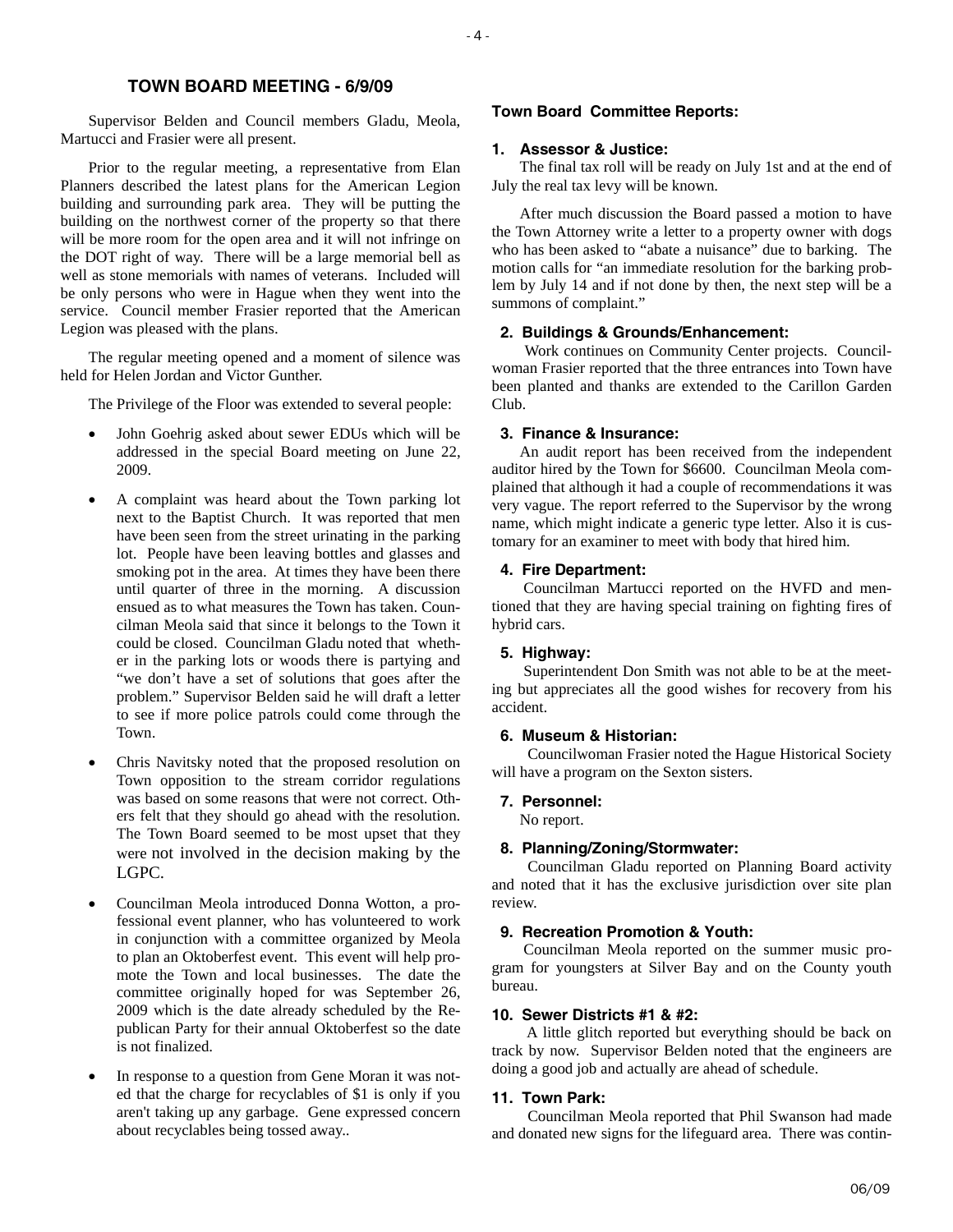## TOWN BOARD MEETING - 6/9/09

Supervisor Belden and Council members Gladu, Meola, Martucci and Frasier were all present.

Prior to the regular meeting, a representative from Elan Planners described the latest plans for the American Legion building and surrounding park area. They will be putting the building on the northwest corner of the property so that there will be more room for the open area and it will not infringe on the DOT right of way. There will be a large memorial bell as well as stone memorials with names of veterans. Included will be only persons who were in Hague when they went into the service. Council member Frasier reported that the American Legion was pleased with the plans.

The regular meeting opened and a moment of silence was held for Helen Jordan and Victor Gunther.

The Privilege of the Floor was extended to several people:

- John Goehrig asked about sewer EDUs which will be addressed in the special Board meeting on June 22, 2009.
- A complaint was heard about the Town parking lot next to the Baptist Church. It was reported that men have been seen from the street urinating in the parking lot. People have been leaving bottles and glasses and smoking pot in the area. At times they have been there until quarter of three in the morning. A discussion ensued as to what measures the Town has taken. Councilman Meola said that since it belongs to the Town it could be closed. Councilman Gladu noted that whether in the parking lots or woods there is partying and "we don't have a set of solutions that goes after the problem." Supervisor Belden said he will draft a letter to see if more police patrols could come through the Town.
- Chris Navitsky noted that the proposed resolution on Town opposition to the stream corridor regulations was based on some reasons that were not correct. Others felt that they should go ahead with the resolution. The Town Board seemed to be most upset that they were not involved in the decision making by the LGPC.
- Councilman Meola introduced Donna Wotton, a professional event planner, who has volunteered to work in conjunction with a committee organized by Meola to plan an Oktoberfest event. This event will help promote the Town and local businesses. The date the committee originally hoped for was September 26, 2009 which is the date already scheduled by the Republican Party for their annual Oktoberfest so the date is not finalized.
- In response to a question from Gene Moran it was noted that the charge for recyclables of $1 is only if you aren't taking up any garbage. Gene expressed concern about recyclables being tossed away..

### Town Board Committee Reports:

**1. Assessor & Justice:**

The final tax roll will be ready on July 1st and at the end of July the real tax levy will be known.

After much discussion the Board passed a motion to have the Town Attorney write a letter to a property owner with dogs who has been asked to "abate a nuisance" due to barking. The motion calls for "an immediate resolution for the barking problem by July 14 and if not done by then, the next step will be a summons of complaint."

**2. Buildings & Grounds/Enhancement:**

Work continues on Community Center projects. Councilwoman Frasier reported that the three entrances into Town have been planted and thanks are extended to the Carillon Garden Club.

**3. Finance & Insurance:**

An audit report has been received from the independent auditor hired by the Town for $6600. Councilman Meola complained that although it had a couple of recommendations it was very vague. The report referred to the Supervisor by the wrong name, which might indicate a generic type letter. Also it is customary for an examiner to meet with body that hired him.

**4. Fire Department:**

Councilman Martucci reported on the HVFD and mentioned that they are having special training on fighting fires of hybrid cars.

**5. Highway:**

Superintendent Don Smith was not able to be at the meeting but appreciates all the good wishes for recovery from his accident.

**6. Museum & Historian:**

Councilwoman Frasier noted the Hague Historical Society will have a program on the Sexton sisters.

**7. Personnel:**

No report.

**8. Planning/Zoning/Stormwater:**

Councilman Gladu reported on Planning Board activity and noted that it has the exclusive jurisdiction over site plan review.

**9. Recreation Promotion & Youth:**

Councilman Meola reported on the summer music program for youngsters at Silver Bay and on the County youth bureau.

**10. Sewer Districts #1 & #2:**

A little glitch reported but everything should be back on track by now. Supervisor Belden noted that the engineers are doing a good job and actually are ahead of schedule.

**11. Town Park:**

Councilman Meola reported that Phil Swanson had made and donated new signs for the lifeguard area. There was contin-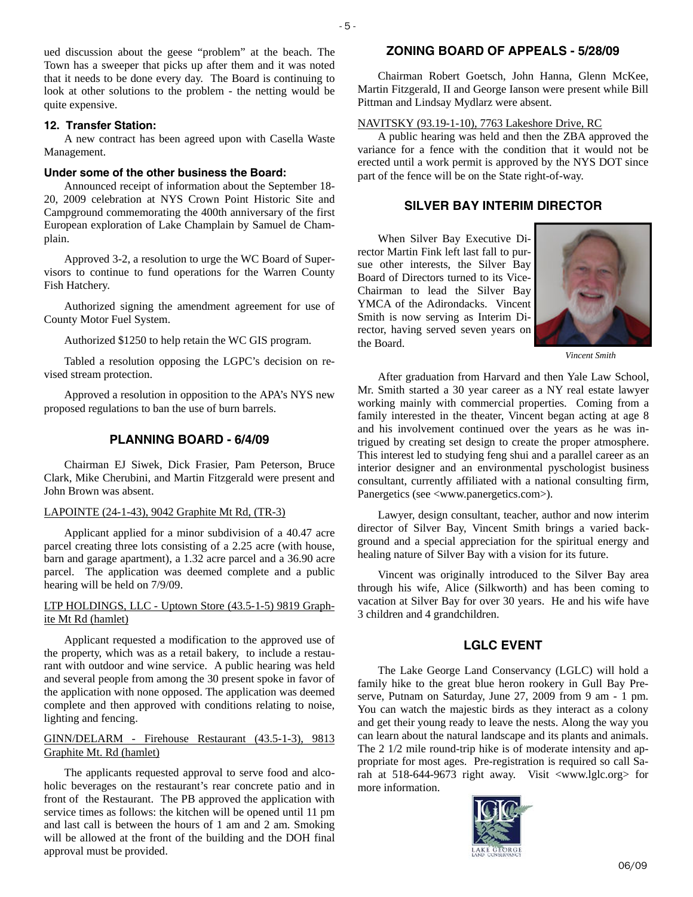ued discussion about the geese "problem" at the beach. The Town has a sweeper that picks up after them and it was noted that it needs to be done every day. The Board is continuing to look at other solutions to the problem - the netting would be quite expensive.

**12. Transfer Station:**

A new contract has been agreed upon with Casella Waste Management.

**Under some of the other business the Board:**

Announced receipt of information about the September 18-20, 2009 celebration at NYS Crown Point Historic Site and Campground commemorating the 400th anniversary of the first European exploration of Lake Champlain by Samuel de Champlain.

Approved 3-2, a resolution to urge the WC Board of Supervisors to continue to fund operations for the Warren County Fish Hatchery.

Authorized signing the amendment agreement for use of County Motor Fuel System.

Authorized $1250 to help retain the WC GIS program.

Tabled a resolution opposing the LGPC's decision on revised stream protection.

Approved a resolution in opposition to the APA's NYS new proposed regulations to ban the use of burn barrels.

## PLANNING BOARD - 6/4/09

Chairman EJ Siwek, Dick Frasier, Pam Peterson, Bruce Clark, Mike Cherubini, and Martin Fitzgerald were present and John Brown was absent.

LAPOINTE (24-1-43), 9042 Graphite Mt Rd, (TR-3)

Applicant applied for a minor subdivision of a 40.47 acre parcel creating three lots consisting of a 2.25 acre (with house, barn and garage apartment), a 1.32 acre parcel and a 36.90 acre parcel. The application was deemed complete and a public hearing will be held on 7/9/09.

LTP HOLDINGS, LLC - Uptown Store (43.5-1-5) 9819 Graphite Mt Rd (hamlet)

Applicant requested a modification to the approved use of the property, which was as a retail bakery, to include a restaurant with outdoor and wine service. A public hearing was held and several people from among the 30 present spoke in favor of the application with none opposed. The application was deemed complete and then approved with conditions relating to noise, lighting and fencing.

GINN/DELARM - Firehouse Restaurant (43.5-1-3), 9813 Graphite Mt. Rd (hamlet)

The applicants requested approval to serve food and alcoholic beverages on the restaurant's rear concrete patio and in front of the Restaurant. The PB approved the application with service times as follows: the kitchen will be opened until 11 pm and last call is between the hours of 1 am and 2 am. Smoking will be allowed at the front of the building and the DOH final approval must be provided.

## ZONING BOARD OF APPEALS - 5/28/09

Chairman Robert Goetsch, John Hanna, Glenn McKee, Martin Fitzgerald, II and George Ianson were present while Bill Pittman and Lindsay Mydlarz were absent.

NAVITSKY (93.19-1-10), 7763 Lakeshore Drive, RC

A public hearing was held and then the ZBA approved the variance for a fence with the condition that it would not be erected until a work permit is approved by the NYS DOT since part of the fence will be on the State right-of-way.

## SILVER BAY INTERIM DIRECTOR

When Silver Bay Executive Director Martin Fink left last fall to pursue other interests, the Silver Bay Board of Directors turned to its Vice-Chairman to lead the Silver Bay YMCA of the Adirondacks. Vincent Smith is now serving as Interim Director, having served seven years on the Board.

*Vincent Smith*

After graduation from Harvard and then Yale Law School, Mr. Smith started a 30 year career as a NY real estate lawyer working mainly with commercial properties. Coming from a family interested in the theater, Vincent began acting at age 8 and his involvement continued over the years as he was intrigued by creating set design to create the proper atmosphere. This interest led to studying feng shui and a parallel career as an interior designer and an environmental pyschologist business consultant, currently affiliated with a national consulting firm, Panergetics (see <www.panergetics.com>).

Lawyer, design consultant, teacher, author and now interim director of Silver Bay, Vincent Smith brings a varied background and a special appreciation for the spiritual energy and healing nature of Silver Bay with a vision for its future.

Vincent was originally introduced to the Silver Bay area through his wife, Alice (Silkworth) and has been coming to vacation at Silver Bay for over 30 years. He and his wife have 3 children and 4 grandchildren.

## LGLC EVENT

The Lake George Land Conservancy (LGLC) will hold a family hike to the great blue heron rookery in Gull Bay Preserve, Putnam on Saturday, June 27, 2009 from 9 am - 1 pm. You can watch the majestic birds as they interact as a colony and get their young ready to leave the nests. Along the way you can learn about the natural landscape and its plants and animals. The 2 1/2 mile round-trip hike is of moderate intensity and appropriate for most ages. Pre-registration is required so call Sarah at 518-644-9673 right away. Visit <www.lglc.org> for more information.

06/09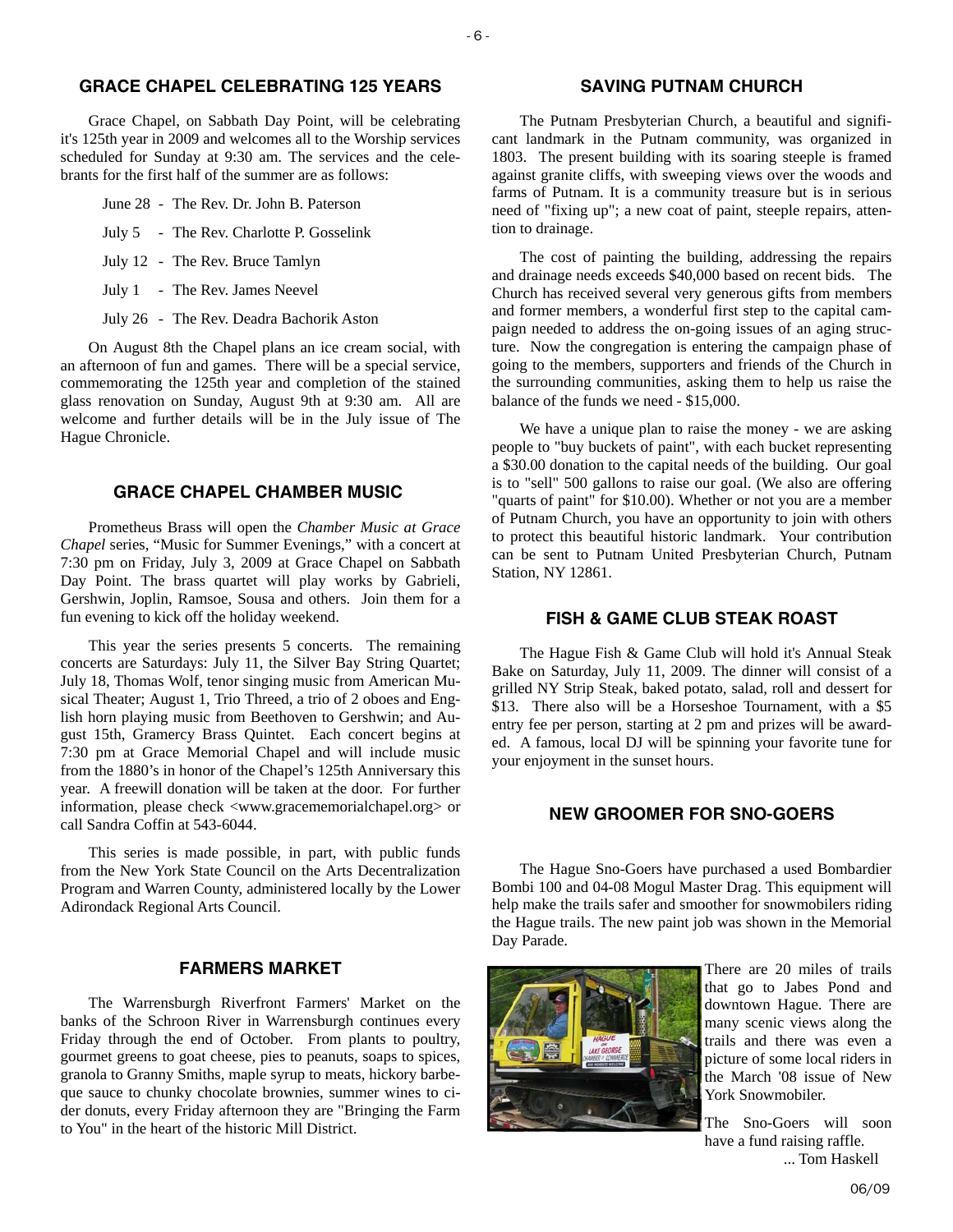## GRACE CHAPEL CELEBRATING 125 YEARS

Grace Chapel, on Sabbath Day Point, will be celebrating it's 125th year in 2009 and welcomes all to the Worship services scheduled for Sunday at 9:30 am. The services and the celebrants for the first half of the summer are as follows:

June 28 - The Rev. Dr. John B. Paterson

July 5 - The Rev. Charlotte P. Gosselink

July 12 - The Rev. Bruce Tamlyn

July 1 - The Rev. James Neevel

July 26 - The Rev. Deadra Bachorik Aston

On August 8th the Chapel plans an ice cream social, with an afternoon of fun and games. There will be a special service, commemorating the 125th year and completion of the stained glass renovation on Sunday, August 9th at 9:30 am. All are welcome and further details will be in the July issue of The Hague Chronicle.

## GRACE CHAPEL CHAMBER MUSIC

Prometheus Brass will open the *Chamber Music at Grace Chapel* series, "Music for Summer Evenings," with a concert at 7:30 pm on Friday, July 3, 2009 at Grace Chapel on Sabbath Day Point. The brass quartet will play works by Gabrieli, Gershwin, Joplin, Ramsoe, Sousa and others. Join them for a fun evening to kick off the holiday weekend.

This year the series presents 5 concerts. The remaining concerts are Saturdays: July 11, the Silver Bay String Quartet; July 18, Thomas Wolf, tenor singing music from American Musical Theater; August 1, Trio Threed, a trio of 2 oboes and English horn playing music from Beethoven to Gershwin; and August 15th, Gramercy Brass Quintet. Each concert begins at 7:30 pm at Grace Memorial Chapel and will include music from the 1880's in honor of the Chapel's 125th Anniversary this year. A freewill donation will be taken at the door. For further information, please check <www.gracememorialchapel.org> or call Sandra Coffin at 543-6044.

This series is made possible, in part, with public funds from the New York State Council on the Arts Decentralization Program and Warren County, administered locally by the Lower Adirondack Regional Arts Council.

## FARMERS MARKET

The Warrensburgh Riverfront Farmers' Market on the banks of the Schroon River in Warrensburgh continues every Friday through the end of October. From plants to poultry, gourmet greens to goat cheese, pies to peanuts, soaps to spices, granola to Granny Smiths, maple syrup to meats, hickory barbeque sauce to chunky chocolate brownies, summer wines to cider donuts, every Friday afternoon they are "Bringing the Farm to You" in the heart of the historic Mill District.

## SAVING PUTNAM CHURCH

The Putnam Presbyterian Church, a beautiful and significant landmark in the Putnam community, was organized in 1803. The present building with its soaring steeple is framed against granite cliffs, with sweeping views over the woods and farms of Putnam. It is a community treasure but is in serious need of "fixing up"; a new coat of paint, steeple repairs, attention to drainage.

The cost of painting the building, addressing the repairs and drainage needs exceeds $40,000 based on recent bids. The Church has received several very generous gifts from members and former members, a wonderful first step to the capital campaign needed to address the on-going issues of an aging structure. Now the congregation is entering the campaign phase of going to the members, supporters and friends of the Church in the surrounding communities, asking them to help us raise the balance of the funds we need - $15,000.

We have a unique plan to raise the money - we are asking people to "buy buckets of paint", with each bucket representing a $30.00 donation to the capital needs of the building. Our goal is to "sell" 500 gallons to raise our goal. (We also are offering "quarts of paint" for $10.00). Whether or not you are a member of Putnam Church, you have an opportunity to join with others to protect this beautiful historic landmark. Your contribution can be sent to Putnam United Presbyterian Church, Putnam Station, NY 12861.

## FISH & GAME CLUB STEAK ROAST

The Hague Fish & Game Club will hold it's Annual Steak Bake on Saturday, July 11, 2009. The dinner will consist of a grilled NY Strip Steak, baked potato, salad, roll and dessert for $13. There also will be a Horseshoe Tournament, with a $5 entry fee per person, starting at 2 pm and prizes will be awarded. A famous, local DJ will be spinning your favorite tune for your enjoyment in the sunset hours.

## NEW GROOMER FOR SNO-GOERS

The Hague Sno-Goers have purchased a used Bombardier Bombi 100 and 04-08 Mogul Master Drag. This equipment will help make the trails safer and smoother for snowmobilers riding the Hague trails. The new paint job was shown in the Memorial Day Parade.

There are 20 miles of trails that go to Jabes Pond and downtown Hague. There are many scenic views along the trails and there was even a picture of some local riders in the March '08 issue of New York Snowmobiler.

The Sno-Goers will soon have a fund raising raffle.

... Tom Haskell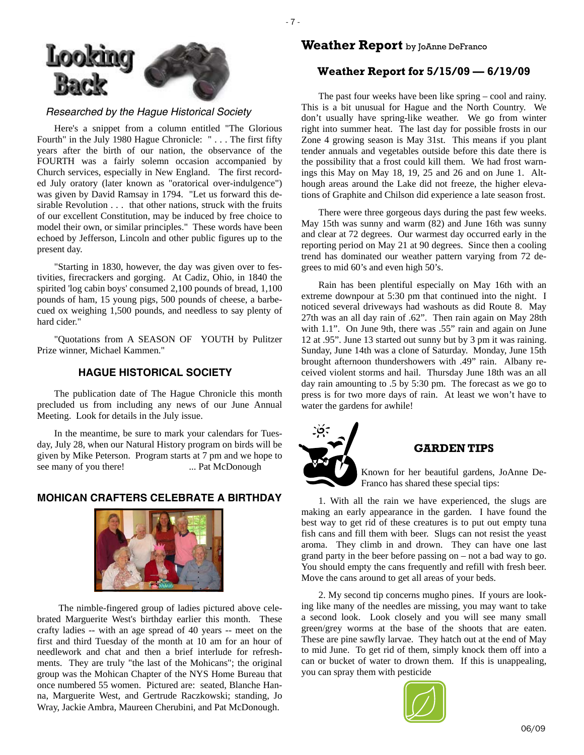# Looking Back

*Researched by the Hague Historical Society*

Here's a snippet from a column entitled "The Glorious Fourth" in the July 1980 Hague Chronicle: " . . . The first fifty years after the birth of our nation, the observance of the FOURTH was a fairly solemn occasion accompanied by Church services, especially in New England. The first recorded July oratory (later known as "oratorical over-indulgence") was given by David Ramsay in 1794. "Let us forward this desirable Revolution . . . that other nations, struck with the fruits of our excellent Constitution, may be induced by free choice to model their own, or similar principles." These words have been echoed by Jefferson, Lincoln and other public figures up to the present day.

"Starting in 1830, however, the day was given over to festivities, firecrackers and gorging. At Cadiz, Ohio, in 1840 the spirited 'log cabin boys' consumed 2,100 pounds of bread, 1,100 pounds of ham, 15 young pigs, 500 pounds of cheese, a barbecued ox weighing 1,500 pounds, and needless to say plenty of hard cider."

"Quotations from A SEASON OF YOUTH by Pulitzer Prize winner, Michael Kammen."

## HAGUE HISTORICAL SOCIETY

The publication date of The Hague Chronicle this month precluded us from including any news of our June Annual Meeting. Look for details in the July issue.

In the meantime, be sure to mark your calendars for Tuesday, July 28, when our Natural History program on birds will be given by Mike Peterson. Program starts at 7 pm and we hope to see many of you there! ... Pat McDonough

## MOHICAN CRAFTERS CELEBRATE A BIRTHDAY

The nimble-fingered group of ladies pictured above celebrated Marguerite West's birthday earlier this month. These crafty ladies -- with an age spread of 40 years -- meet on the first and third Tuesday of the month at 10 am for an hour of needlework and chat and then a brief interlude for refreshments. They are truly "the last of the Mohicans"; the original group was the Mohican Chapter of the NYS Home Bureau that once numbered 55 women. Pictured are: seated, Blanche Hanna, Marguerite West, and Gertrude Raczkowski; standing, Jo Wray, Jackie Ambra, Maureen Cherubini, and Pat McDonough.

# Weather Report by JoAnne DeFranco

## Weather Report for 5/15/09 — 6/19/09

The past four weeks have been like spring – cool and rainy. This is a bit unusual for Hague and the North Country. We don't usually have spring-like weather. We go from winter right into summer heat. The last day for possible frosts in our Zone 4 growing season is May 31st. This means if you plant tender annuals and vegetables outside before this date there is the possibility that a frost could kill them. We had frost warnings this May on May 18, 19, 25 and 26 and on June 1. Although areas around the Lake did not freeze, the higher elevations of Graphite and Chilson did experience a late season frost.

There were three gorgeous days during the past few weeks. May 15th was sunny and warm (82) and June 16th was sunny and clear at 72 degrees. Our warmest day occurred early in the reporting period on May 21 at 90 degrees. Since then a cooling trend has dominated our weather pattern varying from 72 degrees to mid 60's and even high 50's.

Rain has been plentiful especially on May 16th with an extreme downpour at 5:30 pm that continued into the night. I noticed several driveways had washouts as did Route 8. May 27th was an all day rain of .62". Then rain again on May 28th with 1.1". On June 9th, there was .55" rain and again on June 12 at .95". June 13 started out sunny but by 3 pm it was raining. Sunday, June 14th was a clone of Saturday. Monday, June 15th brought afternoon thundershowers with .49" rain. Albany received violent storms and hail. Thursday June 18th was an all day rain amounting to .5 by 5:30 pm. The forecast as we go to press is for two more days of rain. At least we won't have to water the gardens for awhile!

## GARDEN TIPS

Known for her beautiful gardens, JoAnne DeFranco has shared these special tips:

1. With all the rain we have experienced, the slugs are making an early appearance in the garden. I have found the best way to get rid of these creatures is to put out empty tuna fish cans and fill them with beer. Slugs can not resist the yeast aroma. They climb in and drown. They can have one last grand party in the beer before passing on – not a bad way to go. You should empty the cans frequently and refill with fresh beer. Move the cans around to get all areas of your beds.

2. My second tip concerns mugho pines. If yours are looking like many of the needles are missing, you may want to take a second look. Look closely and you will see many small green/grey worms at the base of the shoots that are eaten. These are pine sawfly larvae. They hatch out at the end of May to mid June. To get rid of them, simply knock them off into a can or bucket of water to drown them. If this is unappealing, you can spray them with pesticide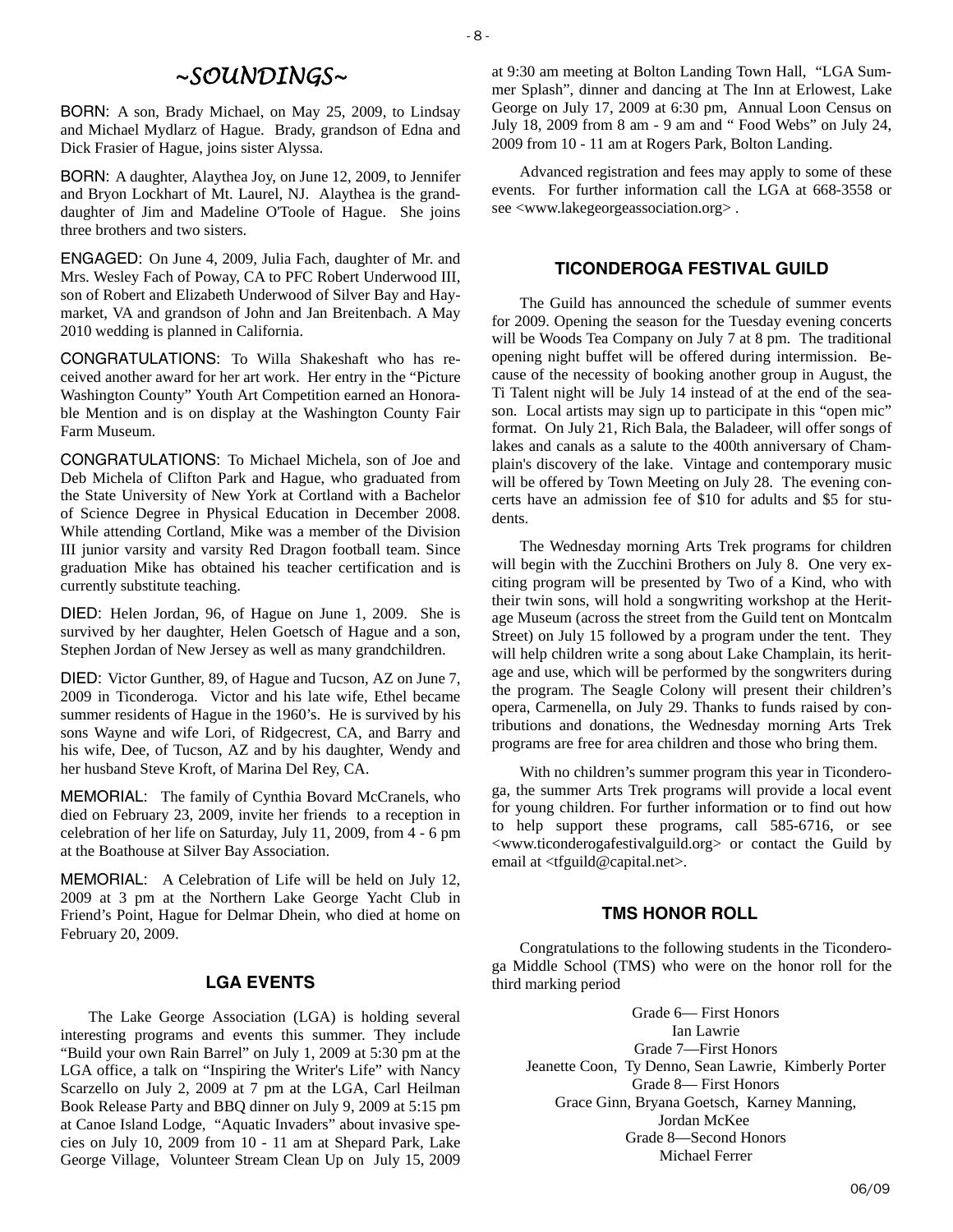## ~SOUNDINGS~

BORN: A son, Brady Michael, on May 25, 2009, to Lindsay and Michael Mydlarz of Hague. Brady, grandson of Edna and Dick Frasier of Hague, joins sister Alyssa.

BORN: A daughter, Alaythea Joy, on June 12, 2009, to Jennifer and Bryon Lockhart of Mt. Laurel, NJ. Alaythea is the granddaughter of Jim and Madeline O'Toole of Hague. She joins three brothers and two sisters.

ENGAGED: On June 4, 2009, Julia Fach, daughter of Mr. and Mrs. Wesley Fach of Poway, CA to PFC Robert Underwood III, son of Robert and Elizabeth Underwood of Silver Bay and Haymarket, VA and grandson of John and Jan Breitenbach. A May 2010 wedding is planned in California.

CONGRATULATIONS: To Willa Shakeshaft who has received another award for her art work. Her entry in the "Picture Washington County" Youth Art Competition earned an Honorable Mention and is on display at the Washington County Fair Farm Museum.

CONGRATULATIONS: To Michael Michela, son of Joe and Deb Michela of Clifton Park and Hague, who graduated from the State University of New York at Cortland with a Bachelor of Science Degree in Physical Education in December 2008. While attending Cortland, Mike was a member of the Division III junior varsity and varsity Red Dragon football team. Since graduation Mike has obtained his teacher certification and is currently substitute teaching.

DIED: Helen Jordan, 96, of Hague on June 1, 2009. She is survived by her daughter, Helen Goetsch of Hague and a son, Stephen Jordan of New Jersey as well as many grandchildren.

DIED: Victor Gunther, 89, of Hague and Tucson, AZ on June 7, 2009 in Ticonderoga. Victor and his late wife, Ethel became summer residents of Hague in the 1960's. He is survived by his sons Wayne and wife Lori, of Ridgecrest, CA, and Barry and his wife, Dee, of Tucson, AZ and by his daughter, Wendy and her husband Steve Kroft, of Marina Del Rey, CA.

MEMORIAL: The family of Cynthia Bovard McCranels, who died on February 23, 2009, invite her friends to a reception in celebration of her life on Saturday, July 11, 2009, from 4 - 6 pm at the Boathouse at Silver Bay Association.

MEMORIAL: A Celebration of Life will be held on July 12, 2009 at 3 pm at the Northern Lake George Yacht Club in Friend's Point, Hague for Delmar Dhein, who died at home on February 20, 2009.

### LGA EVENTS

The Lake George Association (LGA) is holding several interesting programs and events this summer. They include "Build your own Rain Barrel" on July 1, 2009 at 5:30 pm at the LGA office, a talk on "Inspiring the Writer's Life" with Nancy Scarzello on July 2, 2009 at 7 pm at the LGA, Carl Heilman Book Release Party and BBQ dinner on July 9, 2009 at 5:15 pm at Canoe Island Lodge, "Aquatic Invaders" about invasive species on July 10, 2009 from 10 - 11 am at Shepard Park, Lake George Village, Volunteer Stream Clean Up on July 15, 2009 at 9:30 am meeting at Bolton Landing Town Hall, "LGA Summer Splash", dinner and dancing at The Inn at Erlowest, Lake George on July 17, 2009 at 6:30 pm, Annual Loon Census on July 18, 2009 from 8 am - 9 am and " Food Webs" on July 24, 2009 from 10 - 11 am at Rogers Park, Bolton Landing.

Advanced registration and fees may apply to some of these events. For further information call the LGA at 668-3558 or see <www.lakegeorgeassociation.org> .

### TICONDEROGA FESTIVAL GUILD

The Guild has announced the schedule of summer events for 2009. Opening the season for the Tuesday evening concerts will be Woods Tea Company on July 7 at 8 pm. The traditional opening night buffet will be offered during intermission. Because of the necessity of booking another group in August, the Ti Talent night will be July 14 instead of at the end of the season. Local artists may sign up to participate in this "open mic" format. On July 21, Rich Bala, the Baladeer, will offer songs of lakes and canals as a salute to the 400th anniversary of Champlain's discovery of the lake. Vintage and contemporary music will be offered by Town Meeting on July 28. The evening concerts have an admission fee of $10 for adults and $5 for students.

The Wednesday morning Arts Trek programs for children will begin with the Zucchini Brothers on July 8. One very exciting program will be presented by Two of a Kind, who with their twin sons, will hold a songwriting workshop at the Heritage Museum (across the street from the Guild tent on Montcalm Street) on July 15 followed by a program under the tent. They will help children write a song about Lake Champlain, its heritage and use, which will be performed by the songwriters during the program. The Seagle Colony will present their children's opera, Carmenella, on July 29. Thanks to funds raised by contributions and donations, the Wednesday morning Arts Trek programs are free for area children and those who bring them.

With no children's summer program this year in Ticonderoga, the summer Arts Trek programs will provide a local event for young children. For further information or to find out how to help support these programs, call 585-6716, or see <www.ticonderogafestivalguild.org> or contact the Guild by email at <tfguild@capital.net>.

### TMS HONOR ROLL

Congratulations to the following students in the Ticonderoga Middle School (TMS) who were on the honor roll for the third marking period

Grade 6— First Honors
Ian Lawrie
Grade 7—First Honors
Jeanette Coon, Ty Denno, Sean Lawrie, Kimberly Porter
Grade 8— First Honors
Grace Ginn, Bryana Goetsch, Karney Manning,
Jordan McKee
Grade 8—Second Honors
Michael Ferrer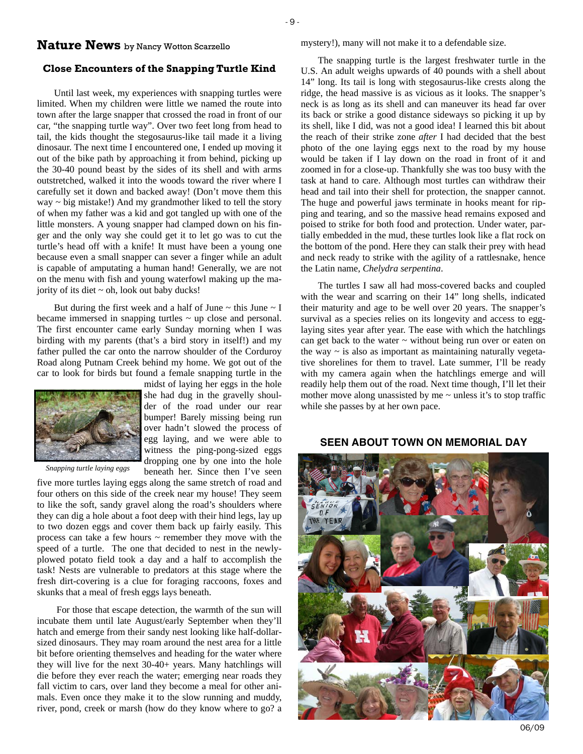## Nature News by Nancy Wotton Scarzello

### Close Encounters of the Snapping Turtle Kind

Until last week, my experiences with snapping turtles were limited. When my children were little we named the route into town after the large snapper that crossed the road in front of our car, "the snapping turtle way". Over two feet long from head to tail, the kids thought the stegosaurus-like tail made it a living dinosaur. The next time I encountered one, I ended up moving it out of the bike path by approaching it from behind, picking up the 30-40 pound beast by the sides of its shell and with arms outstretched, walked it into the woods toward the river where I carefully set it down and backed away! (Don't move them this way ~ big mistake!) And my grandmother liked to tell the story of when my father was a kid and got tangled up with one of the little monsters. A young snapper had clamped down on his finger and the only way she could get it to let go was to cut the turtle's head off with a knife! It must have been a young one because even a small snapper can sever a finger while an adult is capable of amputating a human hand! Generally, we are not on the menu with fish and young waterfowl making up the majority of its diet ~ oh, look out baby ducks!

But during the first week and a half of June ~ this June ~ I became immersed in snapping turtles ~ up close and personal. The first encounter came early Sunday morning when I was birding with my parents (that's a bird story in itself!) and my father pulled the car onto the narrow shoulder of the Corduroy Road along Putnam Creek behind my home. We got out of the car to look for birds but found a female snapping turtle in the midst of laying her eggs in the hole she had dug in the gravelly shoulder of the road under our rear bumper! Barely missing being run over hadn't slowed the process of egg laying, and we were able to witness the ping-pong-sized eggs dropping one by one into the hole beneath her. Since then I've seen five more turtles laying eggs along the same stretch of road and four others on this side of the creek near my house! They seem to like the soft, sandy gravel along the road's shoulders where they can dig a hole about a foot deep with their hind legs, lay up to two dozen eggs and cover them back up fairly easily. This process can take a few hours ~ remember they move with the speed of a turtle. The one that decided to nest in the newly-plowed potato field took a day and a half to accomplish the task! Nests are vulnerable to predators at this stage where the fresh dirt-covering is a clue for foraging raccoons, foxes and skunks that a meal of fresh eggs lays beneath.

*Snapping turtle laying eggs*

For those that escape detection, the warmth of the sun will incubate them until late August/early September when they'll hatch and emerge from their sandy nest looking like half-dollar-sized dinosaurs. They may roam around the nest area for a little bit before orienting themselves and heading for the water where they will live for the next 30-40+ years. Many hatchlings will die before they ever reach the water; emerging near roads they fall victim to cars, over land they become a meal for other animals. Even once they make it to the slow running and muddy, river, pond, creek or marsh (how do they know where to go? a mystery!), many will not make it to a defendable size.

The snapping turtle is the largest freshwater turtle in the U.S. An adult weighs upwards of 40 pounds with a shell about 14" long. Its tail is long with stegosaurus-like crests along the ridge, the head massive is as vicious as it looks. The snapper's neck is as long as its shell and can maneuver its head far over its back or strike a good distance sideways so picking it up by its shell, like I did, was not a good idea! I learned this bit about the reach of their strike zone *after* I had decided that the best photo of the one laying eggs next to the road by my house would be taken if I lay down on the road in front of it and zoomed in for a close-up. Thankfully she was too busy with the task at hand to care. Although most turtles can withdraw their head and tail into their shell for protection, the snapper cannot. The huge and powerful jaws terminate in hooks meant for ripping and tearing, and so the massive head remains exposed and poised to strike for both food and protection. Under water, partially embedded in the mud, these turtles look like a flat rock on the bottom of the pond. Here they can stalk their prey with head and neck ready to strike with the agility of a rattlesnake, hence the Latin name, *Chelydra serpentina*.

The turtles I saw all had moss-covered backs and coupled with the wear and scarring on their 14" long shells, indicated their maturity and age to be well over 20 years. The snapper's survival as a species relies on its longevity and access to egg-laying sites year after year. The ease with which the hatchlings can get back to the water ~ without being run over or eaten on the way ~ is also as important as maintaining naturally vegetative shorelines for them to travel. Late summer, I'll be ready with my camera again when the hatchlings emerge and will readily help them out of the road. Next time though, I'll let their mother move along unassisted by me ~ unless it's to stop traffic while she passes by at her own pace.

### SEEN ABOUT TOWN ON MEMORIAL DAY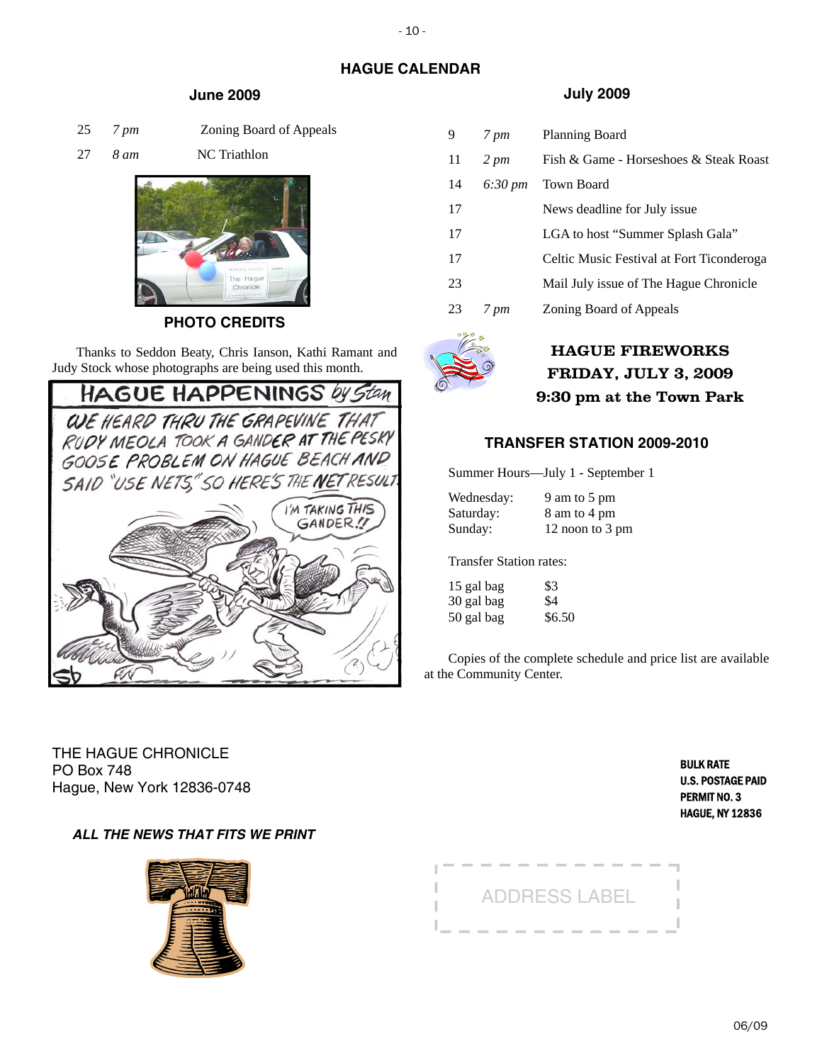# HAGUE CALENDAR

## June 2009

| | | |
|---|---|---|
| 25 | *7 pm* | Zoning Board of Appeals |
| 27 | *8 am* | NC Triathlon |

## July 2009

| | | |
|---|---|---|
| 9 | *7 pm* | Planning Board |
| 11 | *2 pm* | Fish & Game - Horseshoes & Steak Roast |
| 14 | *6:30 pm* | Town Board |
| 17 | | News deadline for July issue |
| 17 | | LGA to host "Summer Splash Gala" |
| 17 | | Celtic Music Festival at Fort Ticonderoga |
| 23 | | Mail July issue of The Hague Chronicle |
| 23 | *7 pm* | Zoning Board of Appeals |

### PHOTO CREDITS

Thanks to Seddon Beaty, Chris Ianson, Kathi Ramant and Judy Stock whose photographs are being used this month.

**HAGUE FIREWORKS**
**FRIDAY, JULY 3, 2009**
**9:30 pm at the Town Park**

### TRANSFER STATION 2009-2010

Summer Hours—July 1 - September 1

| | |
|---|---|
| Wednesday: | 9 am to 5 pm |
| Saturday: | 8 am to 4 pm |
| Sunday: | 12 noon to 3 pm |

Transfer Station rates:

| | |
|---|---|
| 15 gal bag | $3 |
| 30 gal bag | $4 |
| 50 gal bag | $6.50 |

Copies of the complete schedule and price list are available at the Community Center.

THE HAGUE CHRONICLE
PO Box 748
Hague, New York 12836-0748

***ALL THE NEWS THAT FITS WE PRINT***

**BULK RATE**
**U.S. POSTAGE PAID**
**PERMIT NO. 3**
**HAGUE, NY 12836**

ADDRESS LABEL

06/09